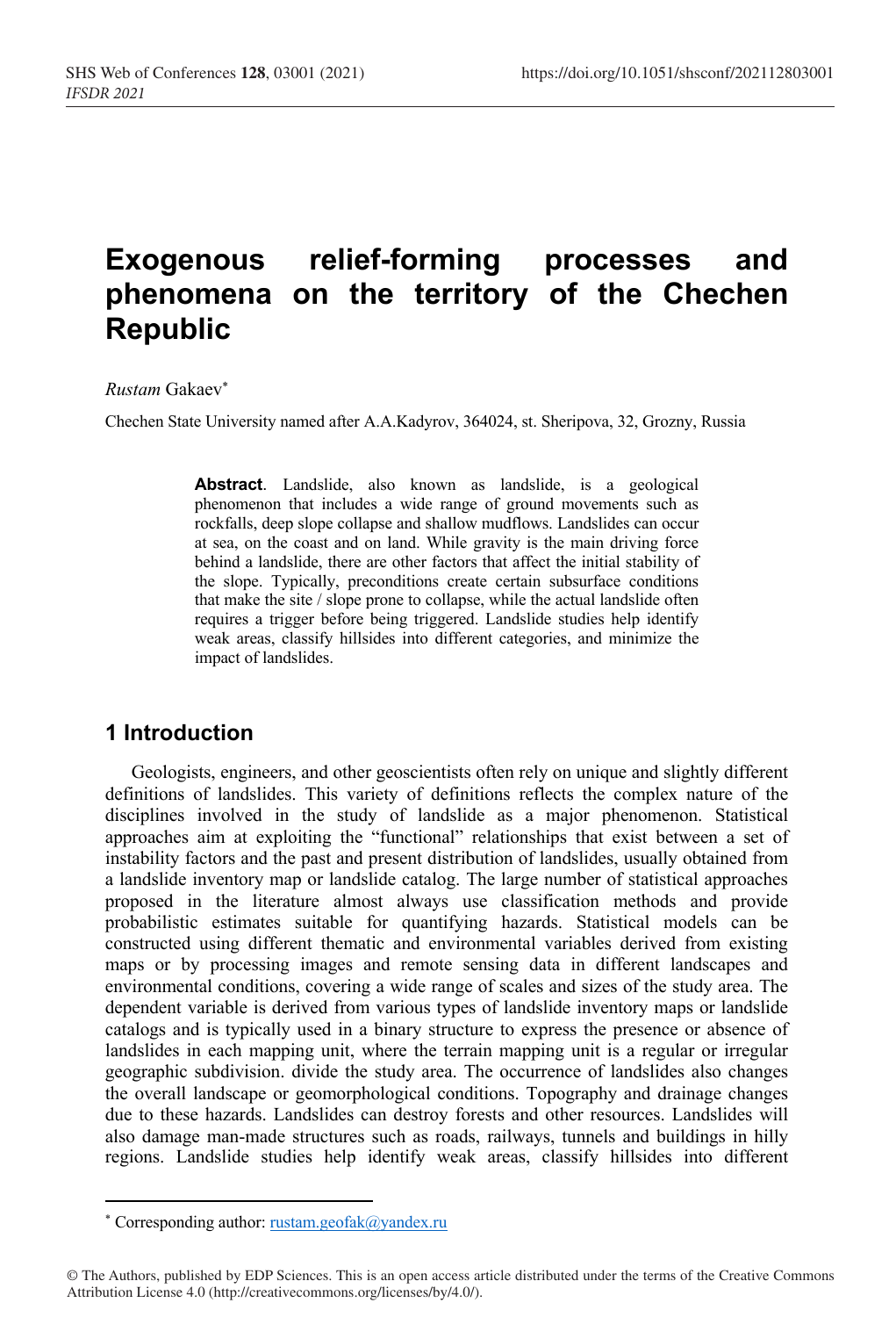# Exogenous relief-forming processes and phenomena on the territory of the Chechen Republic

*Rustam* Gakaev*

Chechen State University named after A.A.Kadyrov, 364024, st. Sheripova, 32, Grozny, Russia

**Abstract**. Landslide, also known as landslide, is a geological phenomenon that includes a wide range of ground movements such as rockfalls, deep slope collapse and shallow mudflows. Landslides can occur at sea, on the coast and on land. While gravity is the main driving force behind a landslide, there are other factors that affect the initial stability of the slope. Typically, preconditions create certain subsurface conditions that make the site / slope prone to collapse, while the actual landslide often requires a trigger before being triggered. Landslide studies help identify weak areas, classify hillsides into different categories, and minimize the impact of landslides.

## 1 Introduction

Geologists, engineers, and other geoscientists often rely on unique and slightly different definitions of landslides. This variety of definitions reflects the complex nature of the disciplines involved in the study of landslide as a major phenomenon. Statistical approaches aim at exploiting the "functional" relationships that exist between a set of instability factors and the past and present distribution of landslides, usually obtained from a landslide inventory map or landslide catalog. The large number of statistical approaches proposed in the literature almost always use classification methods and provide probabilistic estimates suitable for quantifying hazards. Statistical models can be constructed using different thematic and environmental variables derived from existing maps or by processing images and remote sensing data in different landscapes and environmental conditions, covering a wide range of scales and sizes of the study area. The dependent variable is derived from various types of landslide inventory maps or landslide catalogs and is typically used in a binary structure to express the presence or absence of landslides in each mapping unit, where the terrain mapping unit is a regular or irregular geographic subdivision. divide the study area. The occurrence of landslides also changes the overall landscape or geomorphological conditions. Topography and drainage changes due to these hazards. Landslides can destroy forests and other resources. Landslides will also damage man-made structures such as roads, railways, tunnels and buildings in hilly regions. Landslide studies help identify weak areas, classify hillsides into different

---

* Corresponding author: rustam.geofak@yandex.ru

© The Authors, published by EDP Sciences. This is an open access article distributed under the terms of the Creative Commons Attribution License 4.0 (http://creativecommons.org/licenses/by/4.0/).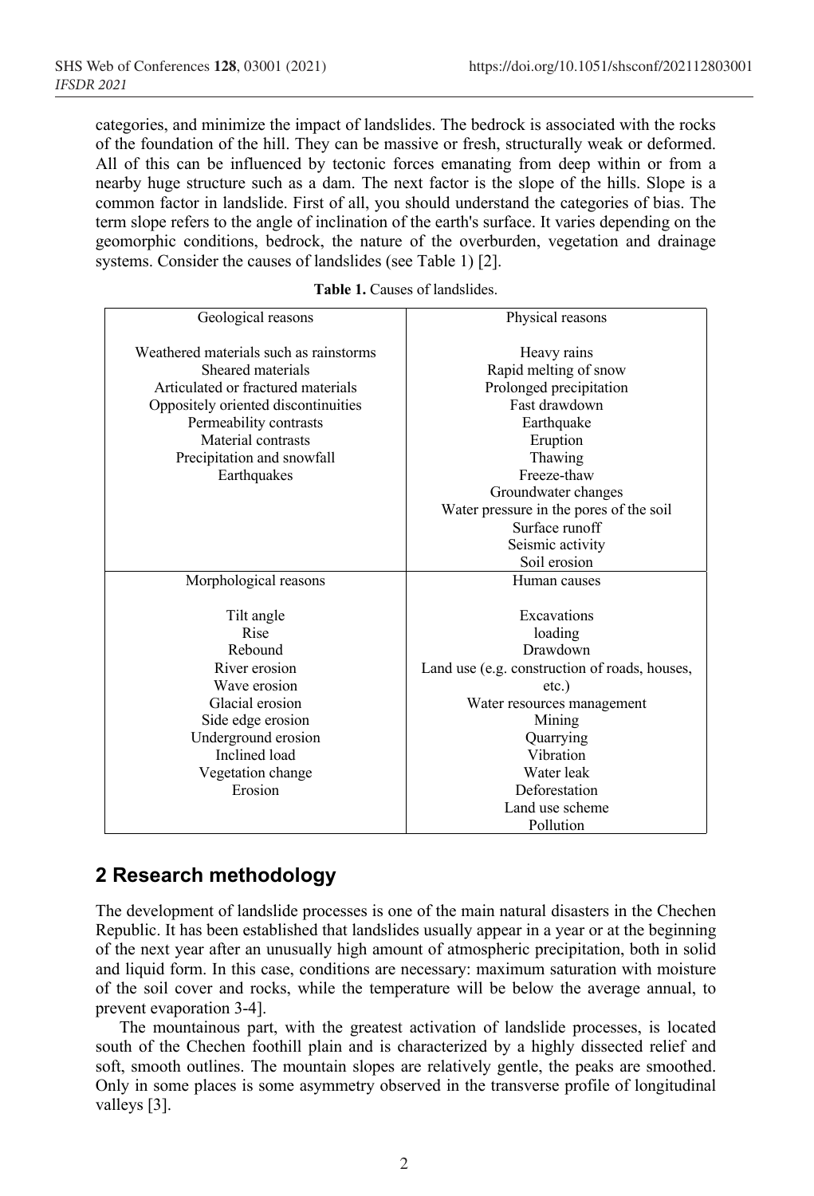categories, and minimize the impact of landslides. The bedrock is associated with the rocks of the foundation of the hill. They can be massive or fresh, structurally weak or deformed. All of this can be influenced by tectonic forces emanating from deep within or from a nearby huge structure such as a dam. The next factor is the slope of the hills. Slope is a common factor in landslide. First of all, you should understand the categories of bias. The term slope refers to the angle of inclination of the earth's surface. It varies depending on the geomorphic conditions, bedrock, the nature of the overburden, vegetation and drainage systems. Consider the causes of landslides (see Table 1) [2].

**Table 1.** Causes of landslides.

| Geological reasons | Physical reasons |
|---|---|
| Weathered materials such as rainstorms | Heavy rains |
| Sheared materials | Rapid melting of snow |
| Articulated or fractured materials | Prolonged precipitation |
| Oppositely oriented discontinuities | Fast drawdown |
| Permeability contrasts | Earthquake |
| Material contrasts | Eruption |
| Precipitation and snowfall | Thawing |
| Earthquakes | Freeze-thaw |
| | Groundwater changes |
| | Water pressure in the pores of the soil |
| | Surface runoff |
| | Seismic activity |
| | Soil erosion |
| **Morphological reasons** | **Human causes** |
| Tilt angle | Excavations |
| Rise | loading |
| Rebound | Drawdown |
| River erosion | Land use (e.g. construction of roads, houses, etc.) |
| Wave erosion | Water resources management |
| Glacial erosion | Mining |
| Side edge erosion | Quarrying |
| Underground erosion | Vibration |
| Inclined load | Water leak |
| Vegetation change | Deforestation |
| Erosion | Land use scheme |
| | Pollution |

## 2 Research methodology

The development of landslide processes is one of the main natural disasters in the Chechen Republic. It has been established that landslides usually appear in a year or at the beginning of the next year after an unusually high amount of atmospheric precipitation, both in solid and liquid form. In this case, conditions are necessary: maximum saturation with moisture of the soil cover and rocks, while the temperature will be below the average annual, to prevent evaporation 3-4].

The mountainous part, with the greatest activation of landslide processes, is located south of the Chechen foothill plain and is characterized by a highly dissected relief and soft, smooth outlines. The mountain slopes are relatively gentle, the peaks are smoothed. Only in some places is some asymmetry observed in the transverse profile of longitudinal valleys [3].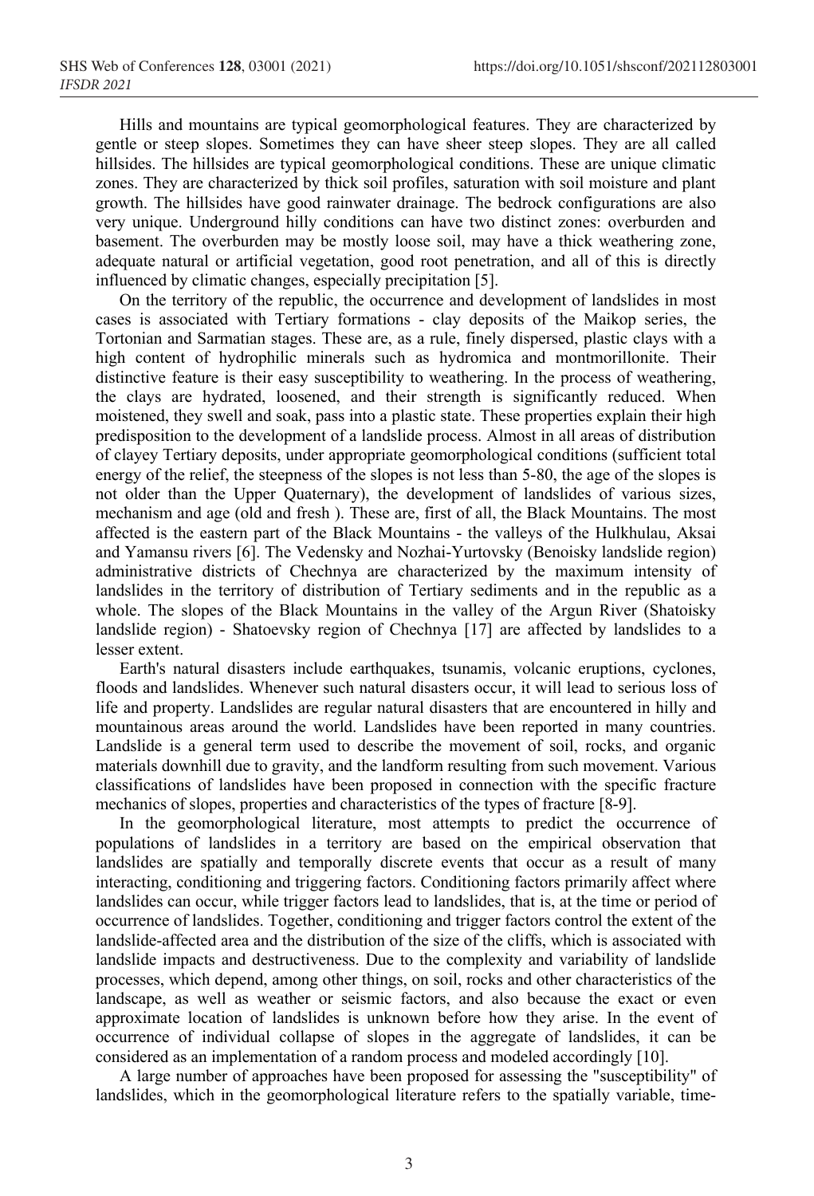Hills and mountains are typical geomorphological features. They are characterized by gentle or steep slopes. Sometimes they can have sheer steep slopes. They are all called hillsides. The hillsides are typical geomorphological conditions. These are unique climatic zones. They are characterized by thick soil profiles, saturation with soil moisture and plant growth. The hillsides have good rainwater drainage. The bedrock configurations are also very unique. Underground hilly conditions can have two distinct zones: overburden and basement. The overburden may be mostly loose soil, may have a thick weathering zone, adequate natural or artificial vegetation, good root penetration, and all of this is directly influenced by climatic changes, especially precipitation [5].

On the territory of the republic, the occurrence and development of landslides in most cases is associated with Tertiary formations - clay deposits of the Maikop series, the Tortonian and Sarmatian stages. These are, as a rule, finely dispersed, plastic clays with a high content of hydrophilic minerals such as hydromica and montmorillonite. Their distinctive feature is their easy susceptibility to weathering. In the process of weathering, the clays are hydrated, loosened, and their strength is significantly reduced. When moistened, they swell and soak, pass into a plastic state. These properties explain their high predisposition to the development of a landslide process. Almost in all areas of distribution of clayey Tertiary deposits, under appropriate geomorphological conditions (sufficient total energy of the relief, the steepness of the slopes is not less than 5-80, the age of the slopes is not older than the Upper Quaternary), the development of landslides of various sizes, mechanism and age (old and fresh ). These are, first of all, the Black Mountains. The most affected is the eastern part of the Black Mountains - the valleys of the Hulkhulau, Aksai and Yamansu rivers [6]. The Vedensky and Nozhai-Yurtovsky (Benoisky landslide region) administrative districts of Chechnya are characterized by the maximum intensity of landslides in the territory of distribution of Tertiary sediments and in the republic as a whole. The slopes of the Black Mountains in the valley of the Argun River (Shatoisky landslide region) - Shatoevsky region of Chechnya [17] are affected by landslides to a lesser extent.

Earth's natural disasters include earthquakes, tsunamis, volcanic eruptions, cyclones, floods and landslides. Whenever such natural disasters occur, it will lead to serious loss of life and property. Landslides are regular natural disasters that are encountered in hilly and mountainous areas around the world. Landslides have been reported in many countries. Landslide is a general term used to describe the movement of soil, rocks, and organic materials downhill due to gravity, and the landform resulting from such movement. Various classifications of landslides have been proposed in connection with the specific fracture mechanics of slopes, properties and characteristics of the types of fracture [8-9].

In the geomorphological literature, most attempts to predict the occurrence of populations of landslides in a territory are based on the empirical observation that landslides are spatially and temporally discrete events that occur as a result of many interacting, conditioning and triggering factors. Conditioning factors primarily affect where landslides can occur, while trigger factors lead to landslides, that is, at the time or period of occurrence of landslides. Together, conditioning and trigger factors control the extent of the landslide-affected area and the distribution of the size of the cliffs, which is associated with landslide impacts and destructiveness. Due to the complexity and variability of landslide processes, which depend, among other things, on soil, rocks and other characteristics of the landscape, as well as weather or seismic factors, and also because the exact or even approximate location of landslides is unknown before how they arise. In the event of occurrence of individual collapse of slopes in the aggregate of landslides, it can be considered as an implementation of a random process and modeled accordingly [10].

A large number of approaches have been proposed for assessing the "susceptibility" of landslides, which in the geomorphological literature refers to the spatially variable, time-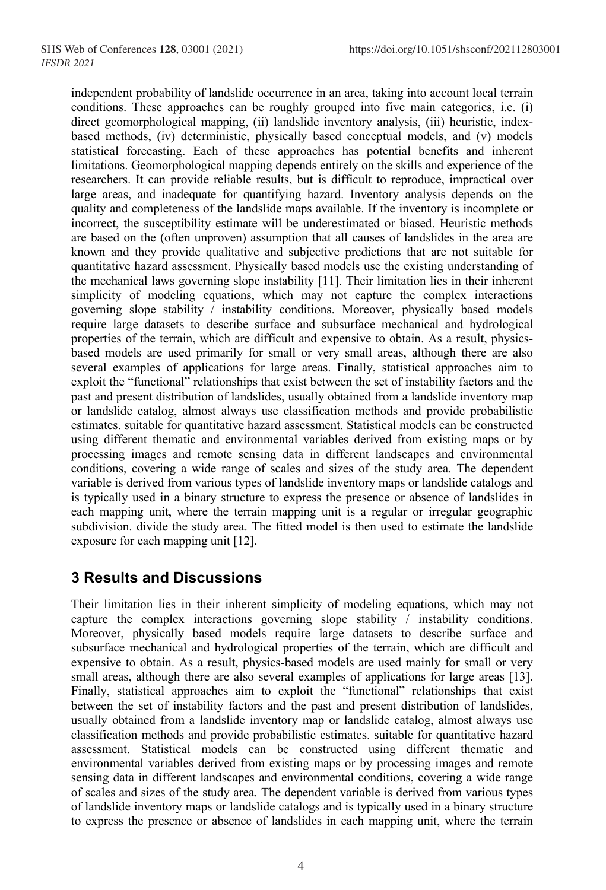independent probability of landslide occurrence in an area, taking into account local terrain conditions. These approaches can be roughly grouped into five main categories, i.e. (i) direct geomorphological mapping, (ii) landslide inventory analysis, (iii) heuristic, index-based methods, (iv) deterministic, physically based conceptual models, and (v) models statistical forecasting. Each of these approaches has potential benefits and inherent limitations. Geomorphological mapping depends entirely on the skills and experience of the researchers. It can provide reliable results, but is difficult to reproduce, impractical over large areas, and inadequate for quantifying hazard. Inventory analysis depends on the quality and completeness of the landslide maps available. If the inventory is incomplete or incorrect, the susceptibility estimate will be underestimated or biased. Heuristic methods are based on the (often unproven) assumption that all causes of landslides in the area are known and they provide qualitative and subjective predictions that are not suitable for quantitative hazard assessment. Physically based models use the existing understanding of the mechanical laws governing slope instability [11]. Their limitation lies in their inherent simplicity of modeling equations, which may not capture the complex interactions governing slope stability / instability conditions. Moreover, physically based models require large datasets to describe surface and subsurface mechanical and hydrological properties of the terrain, which are difficult and expensive to obtain. As a result, physics-based models are used primarily for small or very small areas, although there are also several examples of applications for large areas. Finally, statistical approaches aim to exploit the "functional" relationships that exist between the set of instability factors and the past and present distribution of landslides, usually obtained from a landslide inventory map or landslide catalog, almost always use classification methods and provide probabilistic estimates. suitable for quantitative hazard assessment. Statistical models can be constructed using different thematic and environmental variables derived from existing maps or by processing images and remote sensing data in different landscapes and environmental conditions, covering a wide range of scales and sizes of the study area. The dependent variable is derived from various types of landslide inventory maps or landslide catalogs and is typically used in a binary structure to express the presence or absence of landslides in each mapping unit, where the terrain mapping unit is a regular or irregular geographic subdivision. divide the study area. The fitted model is then used to estimate the landslide exposure for each mapping unit [12].

## 3 Results and Discussions

Their limitation lies in their inherent simplicity of modeling equations, which may not capture the complex interactions governing slope stability / instability conditions. Moreover, physically based models require large datasets to describe surface and subsurface mechanical and hydrological properties of the terrain, which are difficult and expensive to obtain. As a result, physics-based models are used mainly for small or very small areas, although there are also several examples of applications for large areas [13]. Finally, statistical approaches aim to exploit the "functional" relationships that exist between the set of instability factors and the past and present distribution of landslides, usually obtained from a landslide inventory map or landslide catalog, almost always use classification methods and provide probabilistic estimates. suitable for quantitative hazard assessment. Statistical models can be constructed using different thematic and environmental variables derived from existing maps or by processing images and remote sensing data in different landscapes and environmental conditions, covering a wide range of scales and sizes of the study area. The dependent variable is derived from various types of landslide inventory maps or landslide catalogs and is typically used in a binary structure to express the presence or absence of landslides in each mapping unit, where the terrain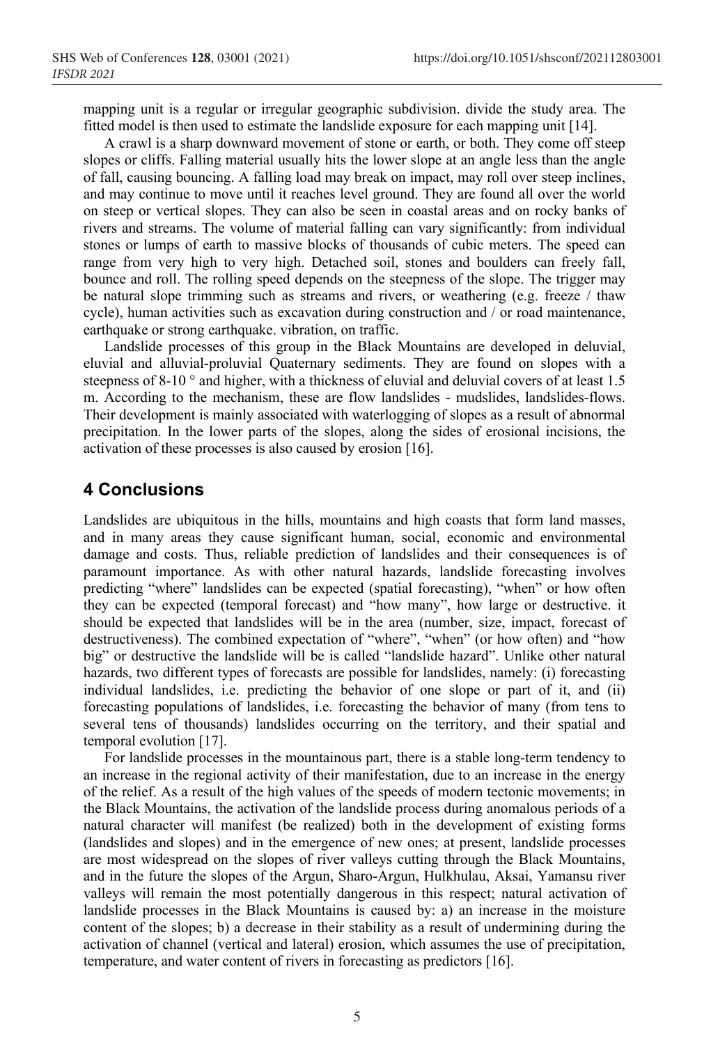mapping unit is a regular or irregular geographic subdivision. divide the study area. The fitted model is then used to estimate the landslide exposure for each mapping unit [14].

A crawl is a sharp downward movement of stone or earth, or both. They come off steep slopes or cliffs. Falling material usually hits the lower slope at an angle less than the angle of fall, causing bouncing. A falling load may break on impact, may roll over steep inclines, and may continue to move until it reaches level ground. They are found all over the world on steep or vertical slopes. They can also be seen in coastal areas and on rocky banks of rivers and streams. The volume of material falling can vary significantly: from individual stones or lumps of earth to massive blocks of thousands of cubic meters. The speed can range from very high to very high. Detached soil, stones and boulders can freely fall, bounce and roll. The rolling speed depends on the steepness of the slope. The trigger may be natural slope trimming such as streams and rivers, or weathering (e.g. freeze / thaw cycle), human activities such as excavation during construction and / or road maintenance, earthquake or strong earthquake. vibration, on traffic.

Landslide processes of this group in the Black Mountains are developed in deluvial, eluvial and alluvial-proluvial Quaternary sediments. They are found on slopes with a steepness of 8-10 ° and higher, with a thickness of eluvial and deluvial covers of at least 1.5 m. According to the mechanism, these are flow landslides - mudslides, landslides-flows. Their development is mainly associated with waterlogging of slopes as a result of abnormal precipitation. In the lower parts of the slopes, along the sides of erosional incisions, the activation of these processes is also caused by erosion [16].

## 4 Conclusions

Landslides are ubiquitous in the hills, mountains and high coasts that form land masses, and in many areas they cause significant human, social, economic and environmental damage and costs. Thus, reliable prediction of landslides and their consequences is of paramount importance. As with other natural hazards, landslide forecasting involves predicting "where" landslides can be expected (spatial forecasting), "when" or how often they can be expected (temporal forecast) and "how many", how large or destructive. it should be expected that landslides will be in the area (number, size, impact, forecast of destructiveness). The combined expectation of "where", "when" (or how often) and "how big" or destructive the landslide will be is called "landslide hazard". Unlike other natural hazards, two different types of forecasts are possible for landslides, namely: (i) forecasting individual landslides, i.e. predicting the behavior of one slope or part of it, and (ii) forecasting populations of landslides, i.e. forecasting the behavior of many (from tens to several tens of thousands) landslides occurring on the territory, and their spatial and temporal evolution [17].

For landslide processes in the mountainous part, there is a stable long-term tendency to an increase in the regional activity of their manifestation, due to an increase in the energy of the relief. As a result of the high values of the speeds of modern tectonic movements; in the Black Mountains, the activation of the landslide process during anomalous periods of a natural character will manifest (be realized) both in the development of existing forms (landslides and slopes) and in the emergence of new ones; at present, landslide processes are most widespread on the slopes of river valleys cutting through the Black Mountains, and in the future the slopes of the Argun, Sharo-Argun, Hulkhulau, Aksai, Yamansu river valleys will remain the most potentially dangerous in this respect; natural activation of landslide processes in the Black Mountains is caused by: a) an increase in the moisture content of the slopes; b) a decrease in their stability as a result of undermining during the activation of channel (vertical and lateral) erosion, which assumes the use of precipitation, temperature, and water content of rivers in forecasting as predictors [16].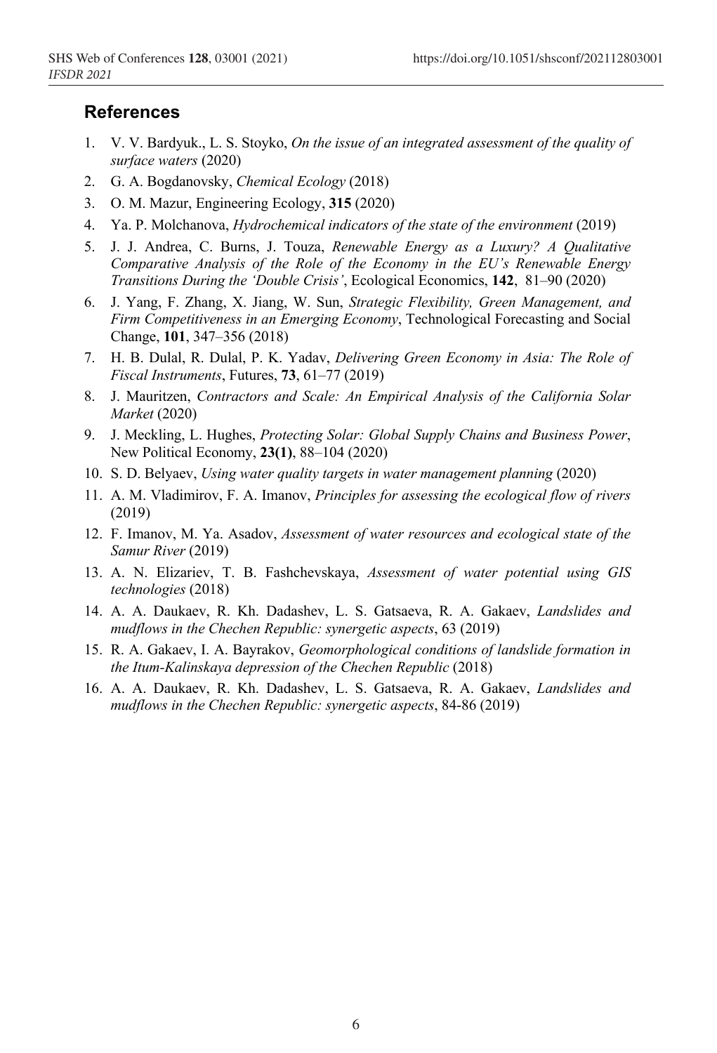## References

1. V. V. Bardyuk., L. S. Stoyko, *On the issue of an integrated assessment of the quality of surface waters* (2020)
2. G. A. Bogdanovsky, *Chemical Ecology* (2018)
3. O. M. Mazur, Engineering Ecology, **315** (2020)
4. Ya. P. Molchanova, *Hydrochemical indicators of the state of the environment* (2019)
5. J. J. Andrea, C. Burns, J. Touza, *Renewable Energy as a Luxury? A Qualitative Comparative Analysis of the Role of the Economy in the EU's Renewable Energy Transitions During the 'Double Crisis'*, Ecological Economics, **142**, 81–90 (2020)
6. J. Yang, F. Zhang, X. Jiang, W. Sun, *Strategic Flexibility, Green Management, and Firm Competitiveness in an Emerging Economy*, Technological Forecasting and Social Change, **101**, 347–356 (2018)
7. H. B. Dulal, R. Dulal, P. K. Yadav, *Delivering Green Economy in Asia: The Role of Fiscal Instruments*, Futures, **73**, 61–77 (2019)
8. J. Mauritzen, *Contractors and Scale: An Empirical Analysis of the California Solar Market* (2020)
9. J. Meckling, L. Hughes, *Protecting Solar: Global Supply Chains and Business Power*, New Political Economy, **23(1)**, 88–104 (2020)
10. S. D. Belyaev, *Using water quality targets in water management planning* (2020)
11. A. M. Vladimirov, F. A. Imanov, *Principles for assessing the ecological flow of rivers* (2019)
12. F. Imanov, M. Ya. Asadov, *Assessment of water resources and ecological state of the Samur River* (2019)
13. A. N. Elizariev, T. B. Fashchevskaya, *Assessment of water potential using GIS technologies* (2018)
14. A. A. Daukaev, R. Kh. Dadashev, L. S. Gatsaeva, R. A. Gakaev, *Landslides and mudflows in the Chechen Republic: synergetic aspects*, 63 (2019)
15. R. A. Gakaev, I. A. Bayrakov, *Geomorphological conditions of landslide formation in the Itum-Kalinskaya depression of the Chechen Republic* (2018)
16. A. A. Daukaev, R. Kh. Dadashev, L. S. Gatsaeva, R. A. Gakaev, *Landslides and mudflows in the Chechen Republic: synergetic aspects*, 84-86 (2019)